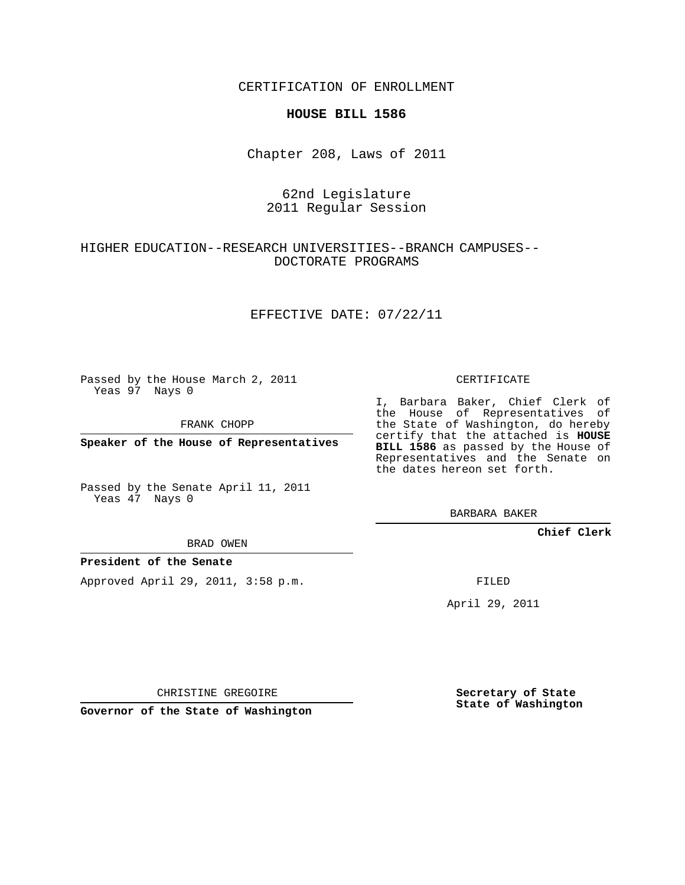CERTIFICATION OF ENROLLMENT

**HOUSE BILL 1586**

Chapter 208, Laws of 2011

62nd Legislature
2011 Regular Session

HIGHER EDUCATION--RESEARCH UNIVERSITIES--BRANCH CAMPUSES--DOCTORATE PROGRAMS

EFFECTIVE DATE: 07/22/11

Passed by the House March 2, 2011
Yeas 97 Nays 0

FRANK CHOPP

**Speaker of the House of Representatives**

Passed by the Senate April 11, 2011
Yeas 47 Nays 0

BRAD OWEN

**President of the Senate**

Approved April 29, 2011, 3:58 p.m.

CHRISTINE GREGOIRE

**Governor of the State of Washington**

CERTIFICATE

I, Barbara Baker, Chief Clerk of the House of Representatives of the State of Washington, do hereby certify that the attached is **HOUSE BILL 1586** as passed by the House of Representatives and the Senate on the dates hereon set forth.

BARBARA BAKER

**Chief Clerk**

FILED

April 29, 2011

**Secretary of State**
**State of Washington**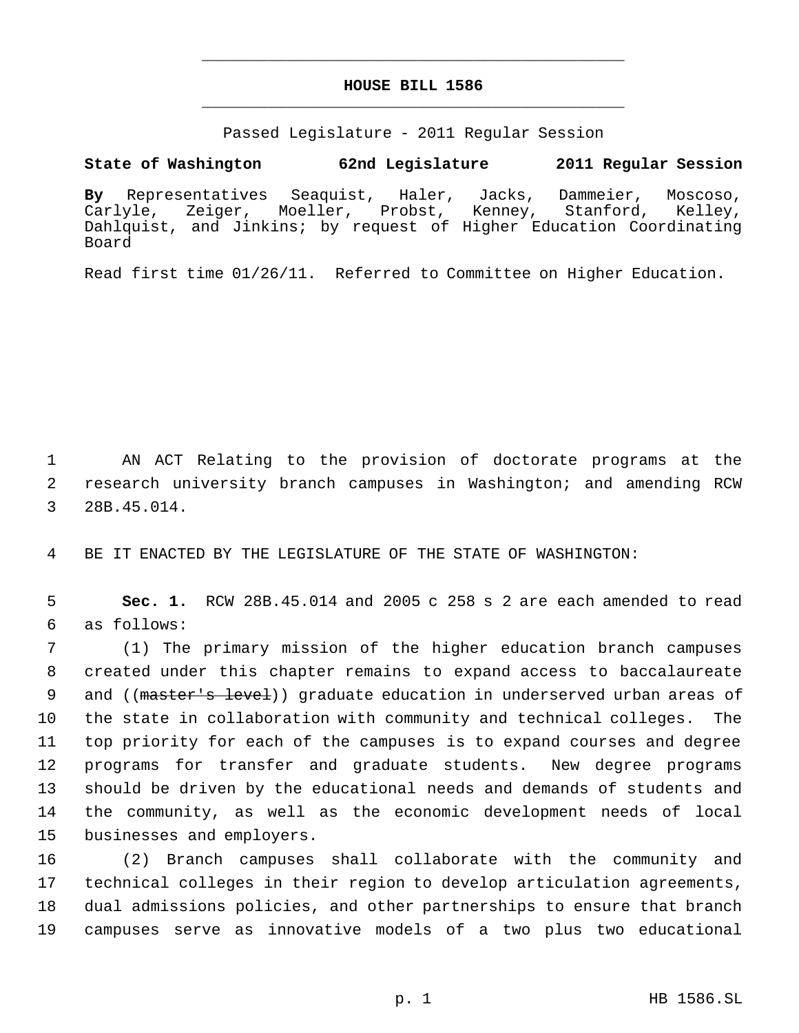# HOUSE BILL 1586

Passed Legislature - 2011 Regular Session

**State of Washington 62nd Legislature 2011 Regular Session**

**By** Representatives Seaquist, Haler, Jacks, Dammeier, Moscoso, Carlyle, Zeiger, Moeller, Probst, Kenney, Stanford, Kelley, Dahlquist, and Jinkins; by request of Higher Education Coordinating Board

Read first time 01/26/11. Referred to Committee on Higher Education.

1 AN ACT Relating to the provision of doctorate programs at the
2 research university branch campuses in Washington; and amending RCW
3 28B.45.014.

4 BE IT ENACTED BY THE LEGISLATURE OF THE STATE OF WASHINGTON:

5 **Sec. 1.** RCW 28B.45.014 and 2005 c 258 s 2 are each amended to read
6 as follows:

7 (1) The primary mission of the higher education branch campuses
8 created under this chapter remains to expand access to baccalaureate
9 and ((~~master's level~~)) graduate education in underserved urban areas of
10 the state in collaboration with community and technical colleges. The
11 top priority for each of the campuses is to expand courses and degree
12 programs for transfer and graduate students. New degree programs
13 should be driven by the educational needs and demands of students and
14 the community, as well as the economic development needs of local
15 businesses and employers.

16 (2) Branch campuses shall collaborate with the community and
17 technical colleges in their region to develop articulation agreements,
18 dual admissions policies, and other partnerships to ensure that branch
19 campuses serve as innovative models of a two plus two educational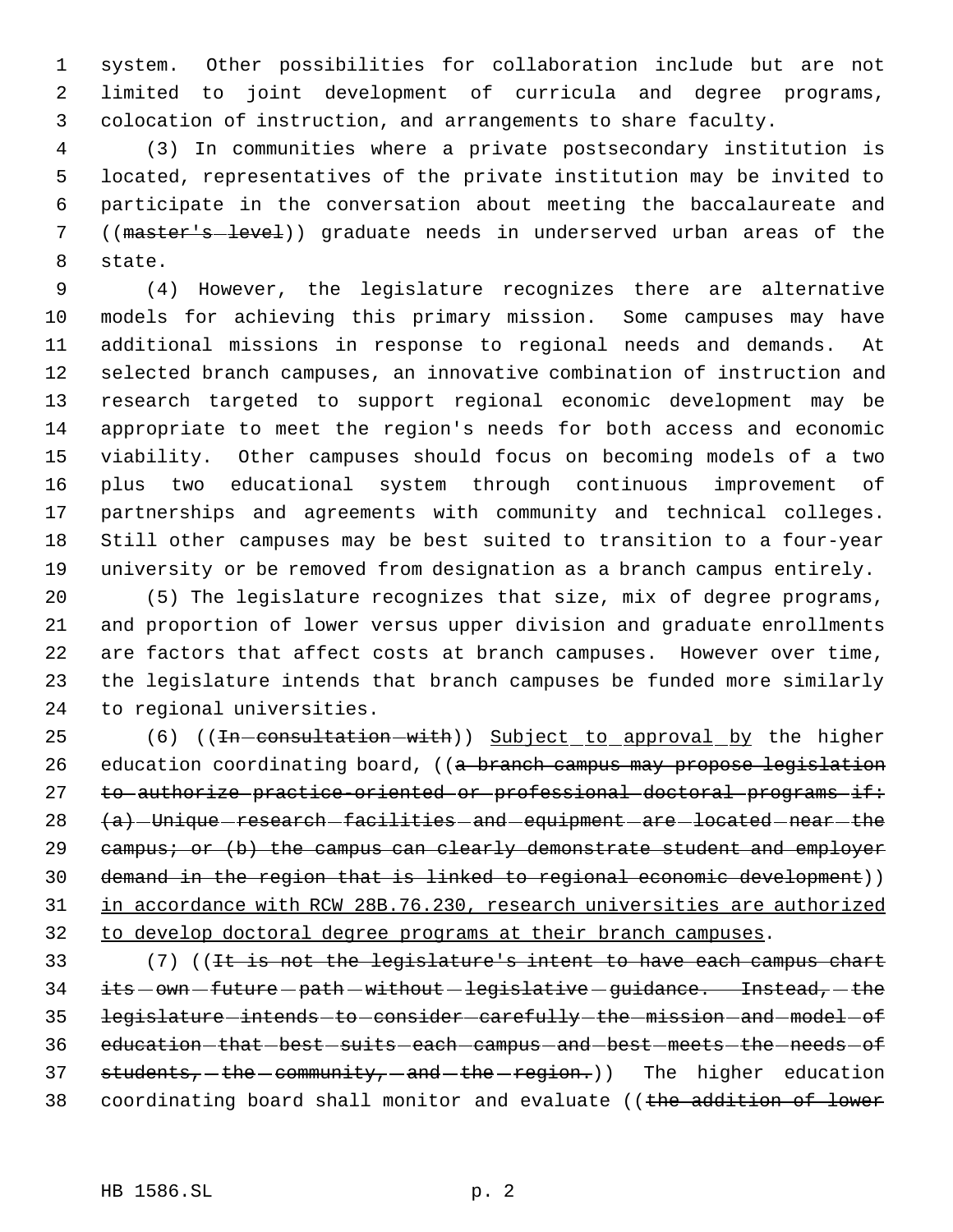system. Other possibilities for collaboration include but are not limited to joint development of curricula and degree programs, colocation of instruction, and arrangements to share faculty.

(3) In communities where a private postsecondary institution is located, representatives of the private institution may be invited to participate in the conversation about meeting the baccalaureate and ((~~master's level~~)) graduate needs in underserved urban areas of the state.

(4) However, the legislature recognizes there are alternative models for achieving this primary mission. Some campuses may have additional missions in response to regional needs and demands. At selected branch campuses, an innovative combination of instruction and research targeted to support regional economic development may be appropriate to meet the region's needs for both access and economic viability. Other campuses should focus on becoming models of a two plus two educational system through continuous improvement of partnerships and agreements with community and technical colleges. Still other campuses may be best suited to transition to a four-year university or be removed from designation as a branch campus entirely.

(5) The legislature recognizes that size, mix of degree programs, and proportion of lower versus upper division and graduate enrollments are factors that affect costs at branch campuses. However over time, the legislature intends that branch campuses be funded more similarly to regional universities.

(6) ((~~In consultation with~~)) <u>Subject to approval by</u> the higher education coordinating board, ((~~a branch campus may propose legislation to authorize practice-oriented or professional doctoral programs if: (a) Unique research facilities and equipment are located near the campus; or (b) the campus can clearly demonstrate student and employer demand in the region that is linked to regional economic development~~)) <u>in accordance with RCW 28B.76.230, research universities are authorized to develop doctoral degree programs at their branch campuses</u>.

(7) ((~~It is not the legislature's intent to have each campus chart its own future path without legislative guidance. Instead, the legislature intends to consider carefully the mission and model of education that best suits each campus and best meets the needs of students, the community, and the region.~~)) The higher education coordinating board shall monitor and evaluate ((~~the addition of lower~~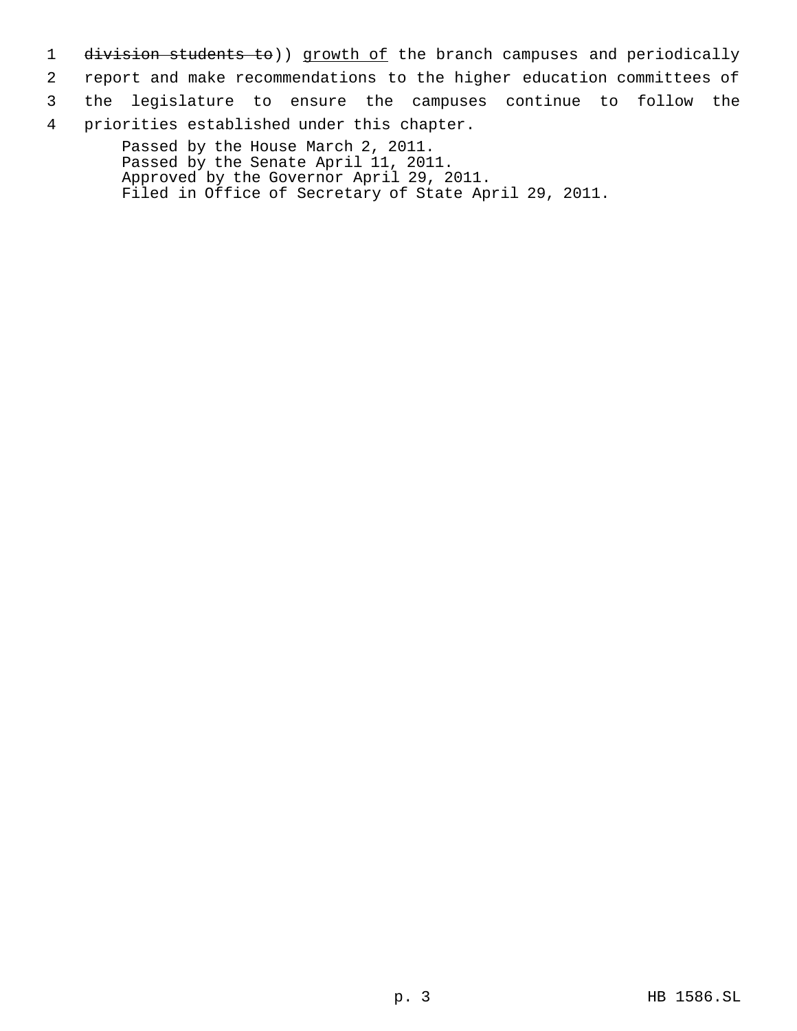~~division students to~~)) <u>growth of</u> the branch campuses and periodically report and make recommendations to the higher education committees of the legislature to ensure the campuses continue to follow the priorities established under this chapter.

Passed by the House March 2, 2011.
Passed by the Senate April 11, 2011.
Approved by the Governor April 29, 2011.
Filed in Office of Secretary of State April 29, 2011.